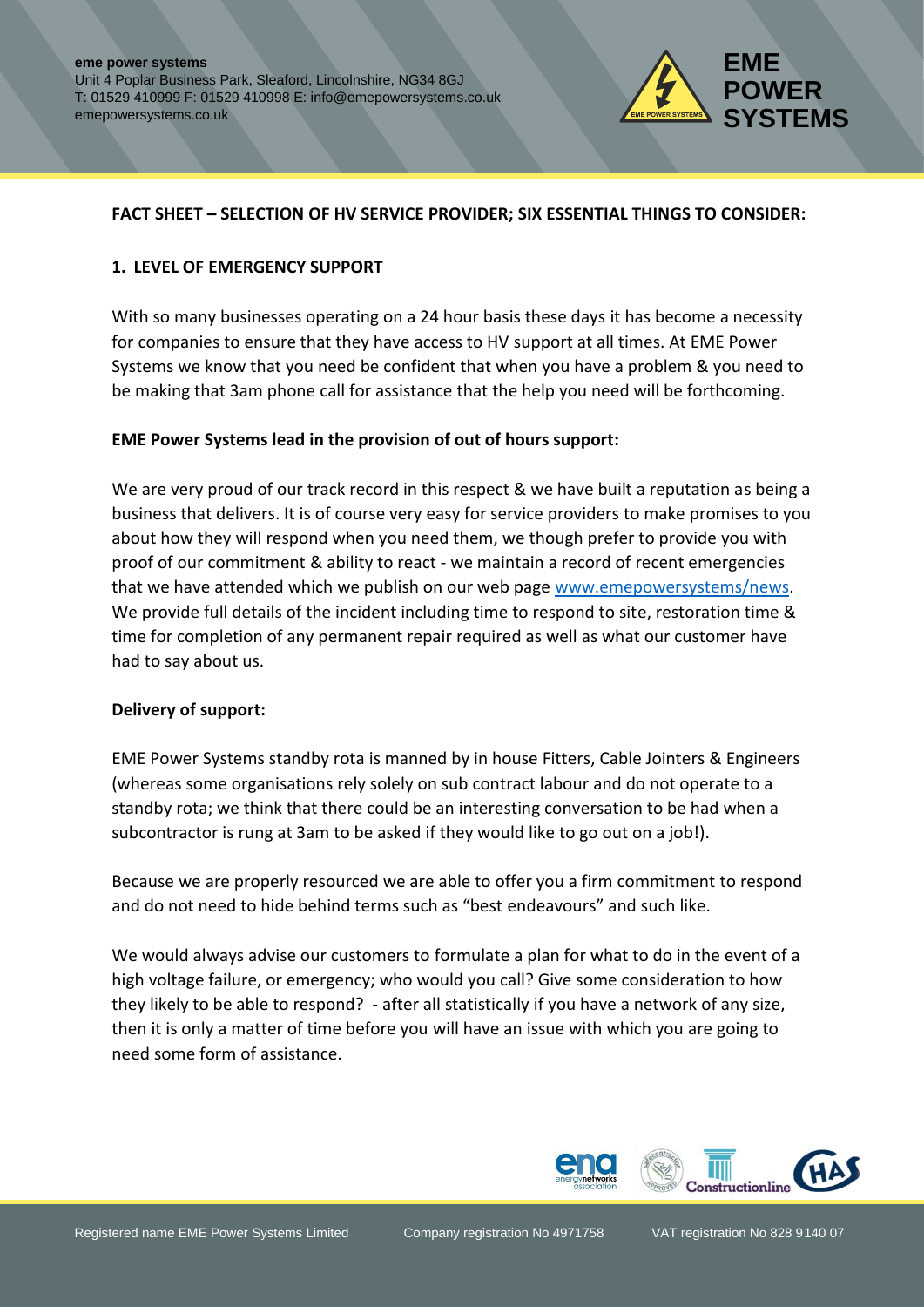eme power systems
Unit 4 Poplar Business Park, Sleaford, Lincolnshire, NG34 8GJ
T: 01529 410999 F: 01529 410998 E: info@emepowersystems.co.uk
emepowersystems.co.uk

## FACT SHEET – SELECTION OF HV SERVICE PROVIDER; SIX ESSENTIAL THINGS TO CONSIDER:

### 1. LEVEL OF EMERGENCY SUPPORT

With so many businesses operating on a 24 hour basis these days it has become a necessity for companies to ensure that they have access to HV support at all times. At EME Power Systems we know that you need be confident that when you have a problem & you need to be making that 3am phone call for assistance that the help you need will be forthcoming.

**EME Power Systems lead in the provision of out of hours support:**

We are very proud of our track record in this respect & we have built a reputation as being a business that delivers. It is of course very easy for service providers to make promises to you about how they will respond when you need them, we though prefer to provide you with proof of our commitment & ability to react - we maintain a record of recent emergencies that we have attended which we publish on our web page [www.emepowersystems/news](www.emepowersystems/news). We provide full details of the incident including time to respond to site, restoration time & time for completion of any permanent repair required as well as what our customer have had to say about us.

**Delivery of support:**

EME Power Systems standby rota is manned by in house Fitters, Cable Jointers & Engineers (whereas some organisations rely solely on sub contract labour and do not operate to a standby rota; we think that there could be an interesting conversation to be had when a subcontractor is rung at 3am to be asked if they would like to go out on a job!).

Because we are properly resourced we are able to offer you a firm commitment to respond and do not need to hide behind terms such as "best endeavours" and such like.

We would always advise our customers to formulate a plan for what to do in the event of a high voltage failure, or emergency; who would you call? Give some consideration to how they likely to be able to respond? - after all statistically if you have a network of any size, then it is only a matter of time before you will have an issue with which you are going to need some form of assistance.

Registered name EME Power Systems Limited Company registration No 4971758 VAT registration No 828 9140 07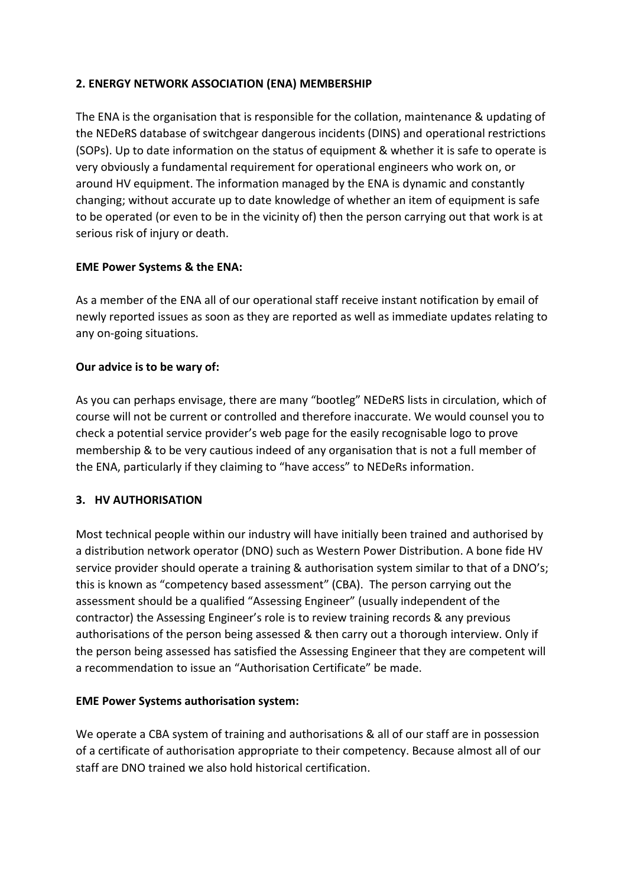## 2. ENERGY NETWORK ASSOCIATION (ENA) MEMBERSHIP

The ENA is the organisation that is responsible for the collation, maintenance & updating of the NEDeRS database of switchgear dangerous incidents (DINS) and operational restrictions (SOPs). Up to date information on the status of equipment & whether it is safe to operate is very obviously a fundamental requirement for operational engineers who work on, or around HV equipment. The information managed by the ENA is dynamic and constantly changing; without accurate up to date knowledge of whether an item of equipment is safe to be operated (or even to be in the vicinity of) then the person carrying out that work is at serious risk of injury or death.

**EME Power Systems & the ENA:**

As a member of the ENA all of our operational staff receive instant notification by email of newly reported issues as soon as they are reported as well as immediate updates relating to any on-going situations.

**Our advice is to be wary of:**

As you can perhaps envisage, there are many "bootleg" NEDeRS lists in circulation, which of course will not be current or controlled and therefore inaccurate. We would counsel you to check a potential service provider's web page for the easily recognisable logo to prove membership & to be very cautious indeed of any organisation that is not a full member of the ENA, particularly if they claiming to "have access" to NEDeRs information.

## 3. HV AUTHORISATION

Most technical people within our industry will have initially been trained and authorised by a distribution network operator (DNO) such as Western Power Distribution. A bone fide HV service provider should operate a training & authorisation system similar to that of a DNO's; this is known as "competency based assessment" (CBA). The person carrying out the assessment should be a qualified "Assessing Engineer" (usually independent of the contractor) the Assessing Engineer's role is to review training records & any previous authorisations of the person being assessed & then carry out a thorough interview. Only if the person being assessed has satisfied the Assessing Engineer that they are competent will a recommendation to issue an "Authorisation Certificate" be made.

**EME Power Systems authorisation system:**

We operate a CBA system of training and authorisations & all of our staff are in possession of a certificate of authorisation appropriate to their competency. Because almost all of our staff are DNO trained we also hold historical certification.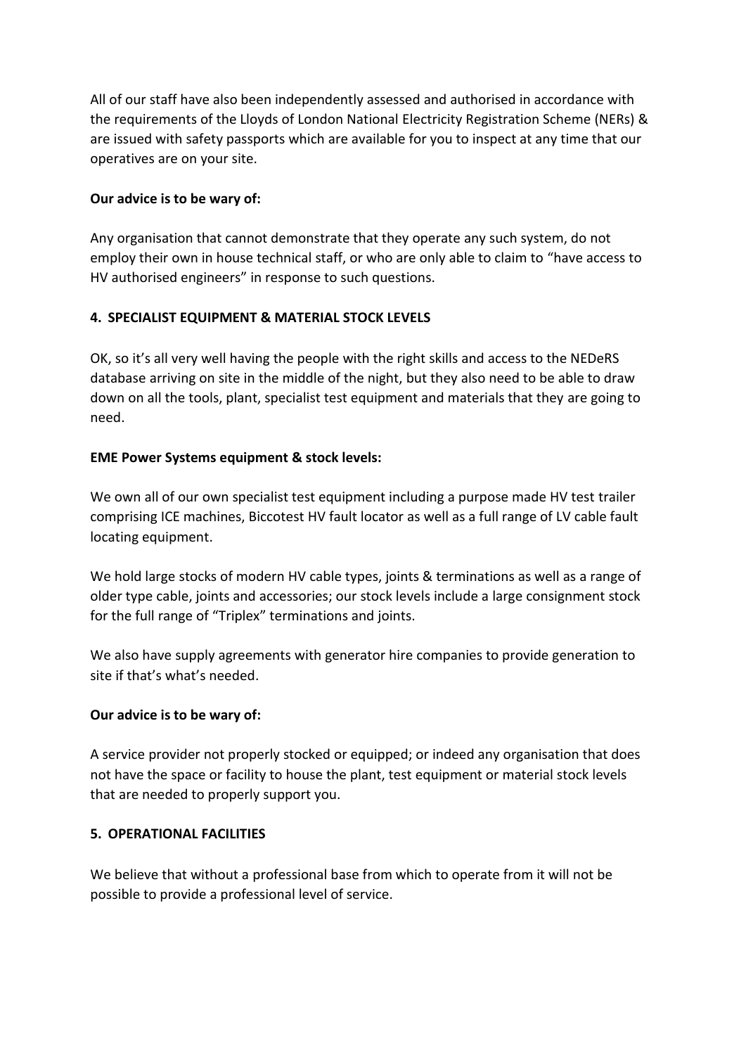All of our staff have also been independently assessed and authorised in accordance with the requirements of the Lloyds of London National Electricity Registration Scheme (NERs) & are issued with safety passports which are available for you to inspect at any time that our operatives are on your site.

**Our advice is to be wary of:**

Any organisation that cannot demonstrate that they operate any such system, do not employ their own in house technical staff, or who are only able to claim to "have access to HV authorised engineers" in response to such questions.

## 4. SPECIALIST EQUIPMENT & MATERIAL STOCK LEVELS

OK, so it's all very well having the people with the right skills and access to the NEDeRS database arriving on site in the middle of the night, but they also need to be able to draw down on all the tools, plant, specialist test equipment and materials that they are going to need.

**EME Power Systems equipment & stock levels:**

We own all of our own specialist test equipment including a purpose made HV test trailer comprising ICE machines, Biccotest HV fault locator as well as a full range of LV cable fault locating equipment.

We hold large stocks of modern HV cable types, joints & terminations as well as a range of older type cable, joints and accessories; our stock levels include a large consignment stock for the full range of "Triplex" terminations and joints.

We also have supply agreements with generator hire companies to provide generation to site if that's what's needed.

**Our advice is to be wary of:**

A service provider not properly stocked or equipped; or indeed any organisation that does not have the space or facility to house the plant, test equipment or material stock levels that are needed to properly support you.

## 5. OPERATIONAL FACILITIES

We believe that without a professional base from which to operate from it will not be possible to provide a professional level of service.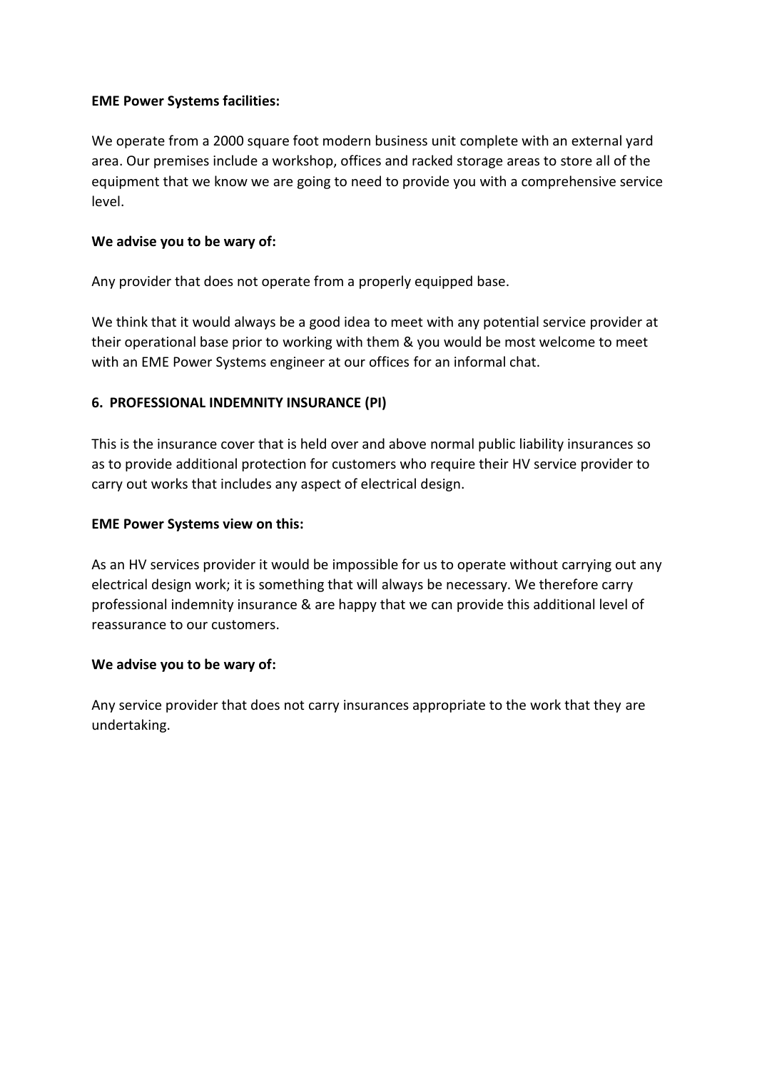**EME Power Systems facilities:**

We operate from a 2000 square foot modern business unit complete with an external yard area. Our premises include a workshop, offices and racked storage areas to store all of the equipment that we know we are going to need to provide you with a comprehensive service level.

**We advise you to be wary of:**

Any provider that does not operate from a properly equipped base.

We think that it would always be a good idea to meet with any potential service provider at their operational base prior to working with them & you would be most welcome to meet with an EME Power Systems engineer at our offices for an informal chat.

**6. PROFESSIONAL INDEMNITY INSURANCE (PI)**

This is the insurance cover that is held over and above normal public liability insurances so as to provide additional protection for customers who require their HV service provider to carry out works that includes any aspect of electrical design.

**EME Power Systems view on this:**

As an HV services provider it would be impossible for us to operate without carrying out any electrical design work; it is something that will always be necessary. We therefore carry professional indemnity insurance & are happy that we can provide this additional level of reassurance to our customers.

**We advise you to be wary of:**

Any service provider that does not carry insurances appropriate to the work that they are undertaking.